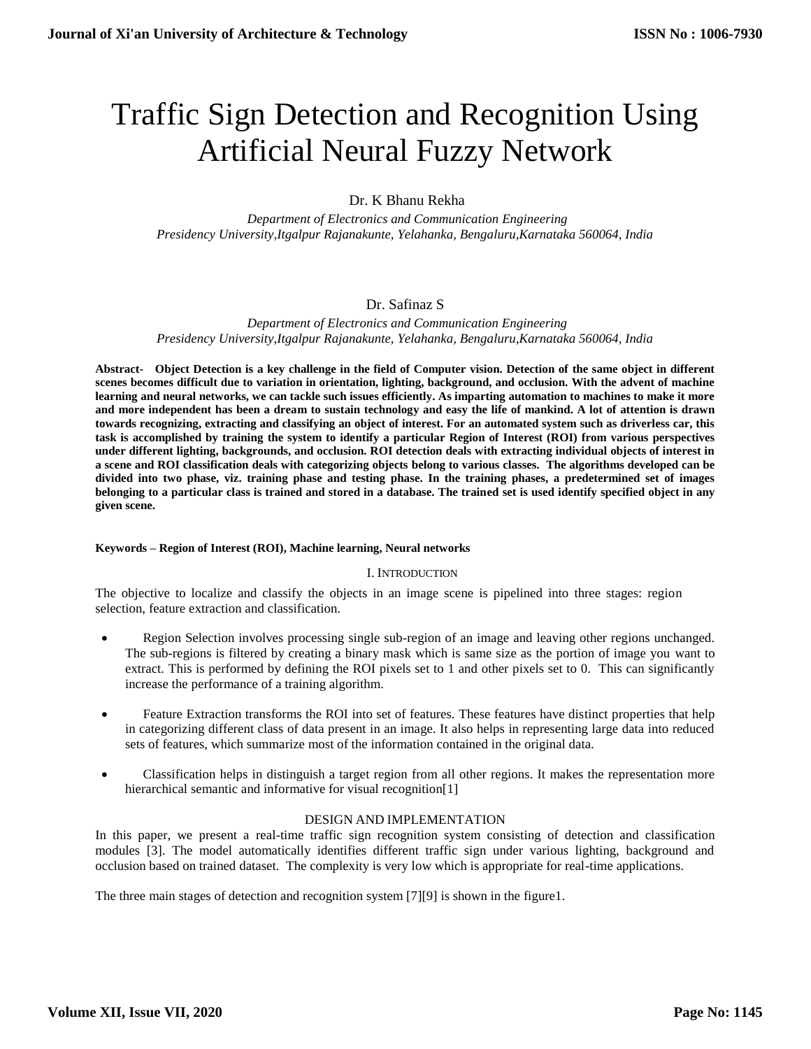# Traffic Sign Detection and Recognition Using Artificial Neural Fuzzy Network

Dr. K Bhanu Rekha

*Department of Electronics and Communication Engineering*
*Presidency University,Itgalpur Rajanakunte, Yelahanka, Bengaluru,Karnataka 560064, India*

Dr. Safinaz S

*Department of Electronics and Communication Engineering*
*Presidency University,Itgalpur Rajanakunte, Yelahanka, Bengaluru,Karnataka 560064, India*

**Abstract- Object Detection is a key challenge in the field of Computer vision. Detection of the same object in different scenes becomes difficult due to variation in orientation, lighting, background, and occlusion. With the advent of machine learning and neural networks, we can tackle such issues efficiently. As imparting automation to machines to make it more and more independent has been a dream to sustain technology and easy the life of mankind. A lot of attention is drawn towards recognizing, extracting and classifying an object of interest. For an automated system such as driverless car, this task is accomplished by training the system to identify a particular Region of Interest (ROI) from various perspectives under different lighting, backgrounds, and occlusion. ROI detection deals with extracting individual objects of interest in a scene and ROI classification deals with categorizing objects belong to various classes. The algorithms developed can be divided into two phase, viz. training phase and testing phase. In the training phases, a predetermined set of images belonging to a particular class is trained and stored in a database. The trained set is used identify specified object in any given scene.**

**Keywords – Region of Interest (ROI), Machine learning, Neural networks**

## I. Introduction

The objective to localize and classify the objects in an image scene is pipelined into three stages: region selection, feature extraction and classification.

- Region Selection involves processing single sub-region of an image and leaving other regions unchanged. The sub-regions is filtered by creating a binary mask which is same size as the portion of image you want to extract. This is performed by defining the ROI pixels set to 1 and other pixels set to 0. This can significantly increase the performance of a training algorithm.
- Feature Extraction transforms the ROI into set of features. These features have distinct properties that help in categorizing different class of data present in an image. It also helps in representing large data into reduced sets of features, which summarize most of the information contained in the original data.
- Classification helps in distinguish a target region from all other regions. It makes the representation more hierarchical semantic and informative for visual recognition[1]

## DESIGN AND IMPLEMENTATION

In this paper, we present a real-time traffic sign recognition system consisting of detection and classification modules [3]. The model automatically identifies different traffic sign under various lighting, background and occlusion based on trained dataset. The complexity is very low which is appropriate for real-time applications.

The three main stages of detection and recognition system [7][9] is shown in the figure1.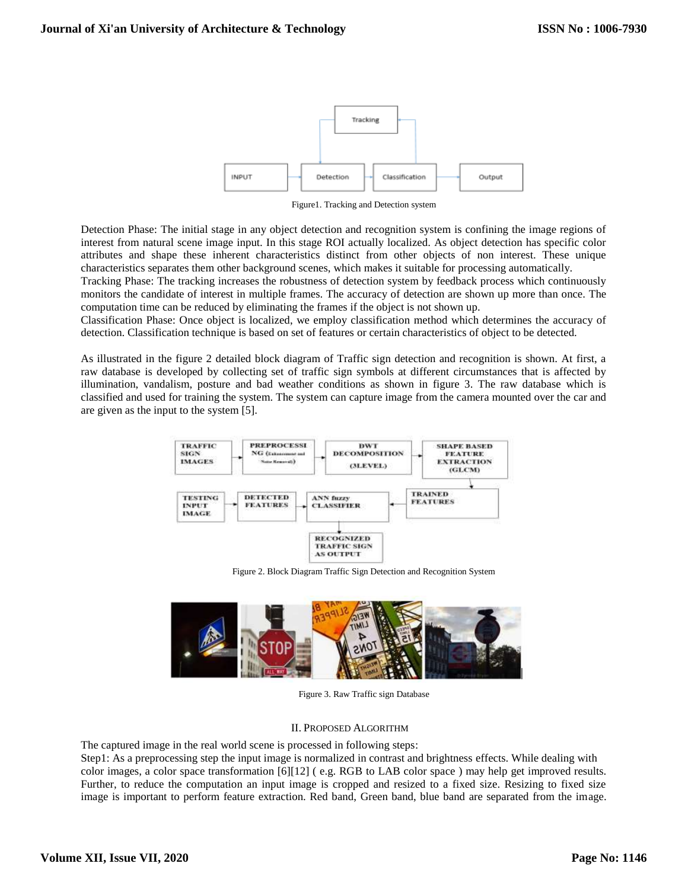Figure1. Tracking and Detection system

Detection Phase: The initial stage in any object detection and recognition system is confining the image regions of interest from natural scene image input. In this stage ROI actually localized. As object detection has specific color attributes and shape these inherent characteristics distinct from other objects of non interest. These unique characteristics separates them other background scenes, which makes it suitable for processing automatically.
Tracking Phase: The tracking increases the robustness of detection system by feedback process which continuously monitors the candidate of interest in multiple frames. The accuracy of detection are shown up more than once. The computation time can be reduced by eliminating the frames if the object is not shown up.
Classification Phase: Once object is localized, we employ classification method which determines the accuracy of detection. Classification technique is based on set of features or certain characteristics of object to be detected.

As illustrated in the figure 2 detailed block diagram of Traffic sign detection and recognition is shown. At first, a raw database is developed by collecting set of traffic sign symbols at different circumstances that is affected by illumination, vandalism, posture and bad weather conditions as shown in figure 3. The raw database which is classified and used for training the system. The system can capture image from the camera mounted over the car and are given as the input to the system [5].

Figure 2. Block Diagram Traffic Sign Detection and Recognition System

Figure 3. Raw Traffic sign Database

## II. Proposed Algorithm

The captured image in the real world scene is processed in following steps:
Step1: As a preprocessing step the input image is normalized in contrast and brightness effects. While dealing with color images, a color space transformation [6][12] ( e.g. RGB to LAB color space ) may help get improved results. Further, to reduce the computation an input image is cropped and resized to a fixed size. Resizing to fixed size image is important to perform feature extraction. Red band, Green band, blue band are separated from the image.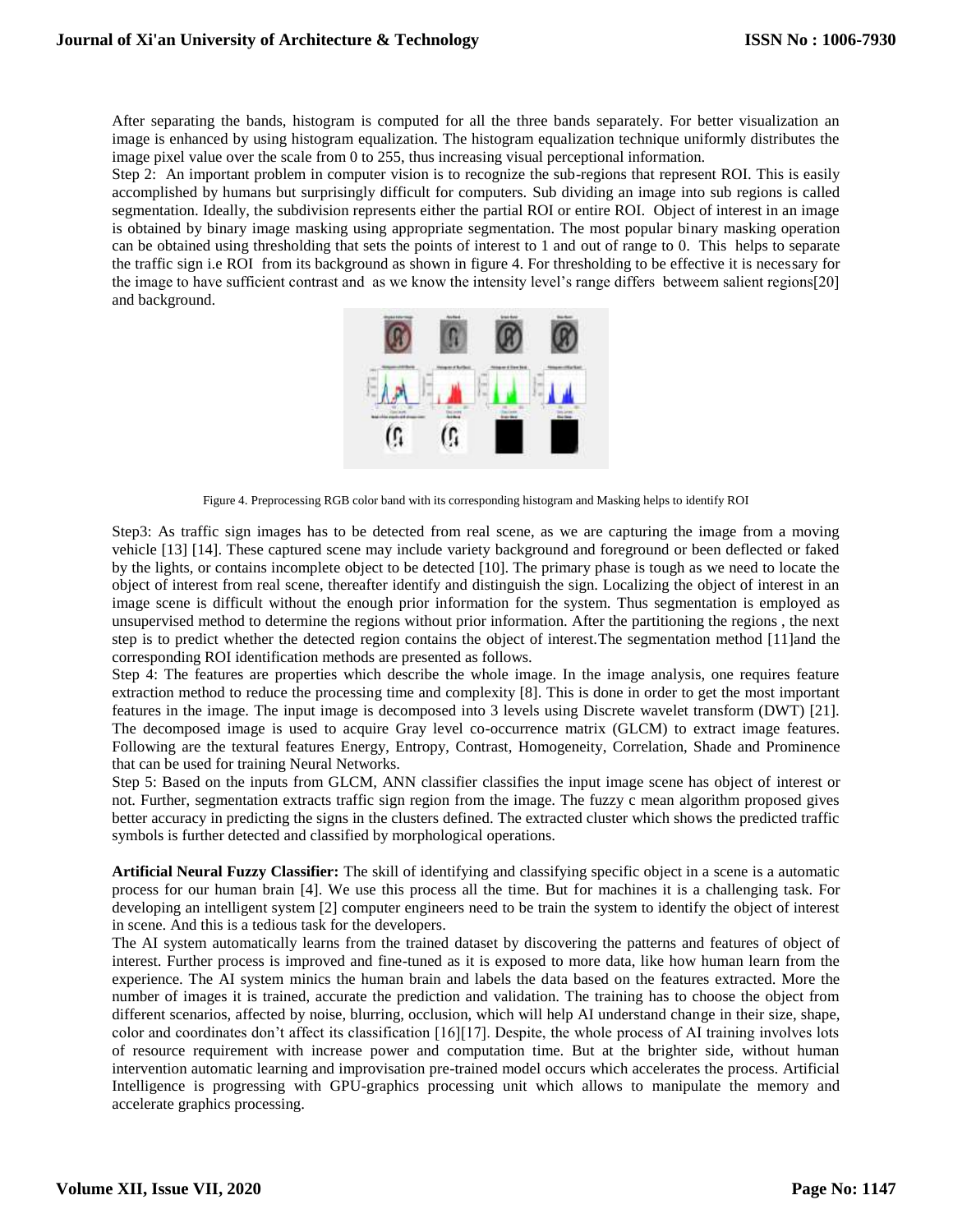After separating the bands, histogram is computed for all the three bands separately. For better visualization an image is enhanced by using histogram equalization. The histogram equalization technique uniformly distributes the image pixel value over the scale from 0 to 255, thus increasing visual perceptional information.

Step 2: An important problem in computer vision is to recognize the sub-regions that represent ROI. This is easily accomplished by humans but surprisingly difficult for computers. Sub dividing an image into sub regions is called segmentation. Ideally, the subdivision represents either the partial ROI or entire ROI. Object of interest in an image is obtained by binary image masking using appropriate segmentation. The most popular binary masking operation can be obtained using thresholding that sets the points of interest to 1 and out of range to 0. This helps to separate the traffic sign i.e ROI from its background as shown in figure 4. For thresholding to be effective it is necessary for the image to have sufficient contrast and as we know the intensity level's range differs betweem salient regions[20] and background.

Figure 4. Preprocessing RGB color band with its corresponding histogram and Masking helps to identify ROI

Step3: As traffic sign images has to be detected from real scene, as we are capturing the image from a moving vehicle [13] [14]. These captured scene may include variety background and foreground or been deflected or faked by the lights, or contains incomplete object to be detected [10]. The primary phase is tough as we need to locate the object of interest from real scene, thereafter identify and distinguish the sign. Localizing the object of interest in an image scene is difficult without the enough prior information for the system. Thus segmentation is employed as unsupervised method to determine the regions without prior information. After the partitioning the regions , the next step is to predict whether the detected region contains the object of interest.The segmentation method [11]and the corresponding ROI identification methods are presented as follows.

Step 4: The features are properties which describe the whole image. In the image analysis, one requires feature extraction method to reduce the processing time and complexity [8]. This is done in order to get the most important features in the image. The input image is decomposed into 3 levels using Discrete wavelet transform (DWT) [21]. The decomposed image is used to acquire Gray level co-occurrence matrix (GLCM) to extract image features. Following are the textural features Energy, Entropy, Contrast, Homogeneity, Correlation, Shade and Prominence that can be used for training Neural Networks.

Step 5: Based on the inputs from GLCM, ANN classifier classifies the input image scene has object of interest or not. Further, segmentation extracts traffic sign region from the image. The fuzzy c mean algorithm proposed gives better accuracy in predicting the signs in the clusters defined. The extracted cluster which shows the predicted traffic symbols is further detected and classified by morphological operations.

**Artificial Neural Fuzzy Classifier:** The skill of identifying and classifying specific object in a scene is a automatic process for our human brain [4]. We use this process all the time. But for machines it is a challenging task. For developing an intelligent system [2] computer engineers need to be train the system to identify the object of interest in scene. And this is a tedious task for the developers.

The AI system automatically learns from the trained dataset by discovering the patterns and features of object of interest. Further process is improved and fine-tuned as it is exposed to more data, like how human learn from the experience. The AI system minics the human brain and labels the data based on the features extracted. More the number of images it is trained, accurate the prediction and validation. The training has to choose the object from different scenarios, affected by noise, blurring, occlusion, which will help AI understand change in their size, shape, color and coordinates don't affect its classification [16][17]. Despite, the whole process of AI training involves lots of resource requirement with increase power and computation time. But at the brighter side, without human intervention automatic learning and improvisation pre-trained model occurs which accelerates the process. Artificial Intelligence is progressing with GPU-graphics processing unit which allows to manipulate the memory and accelerate graphics processing.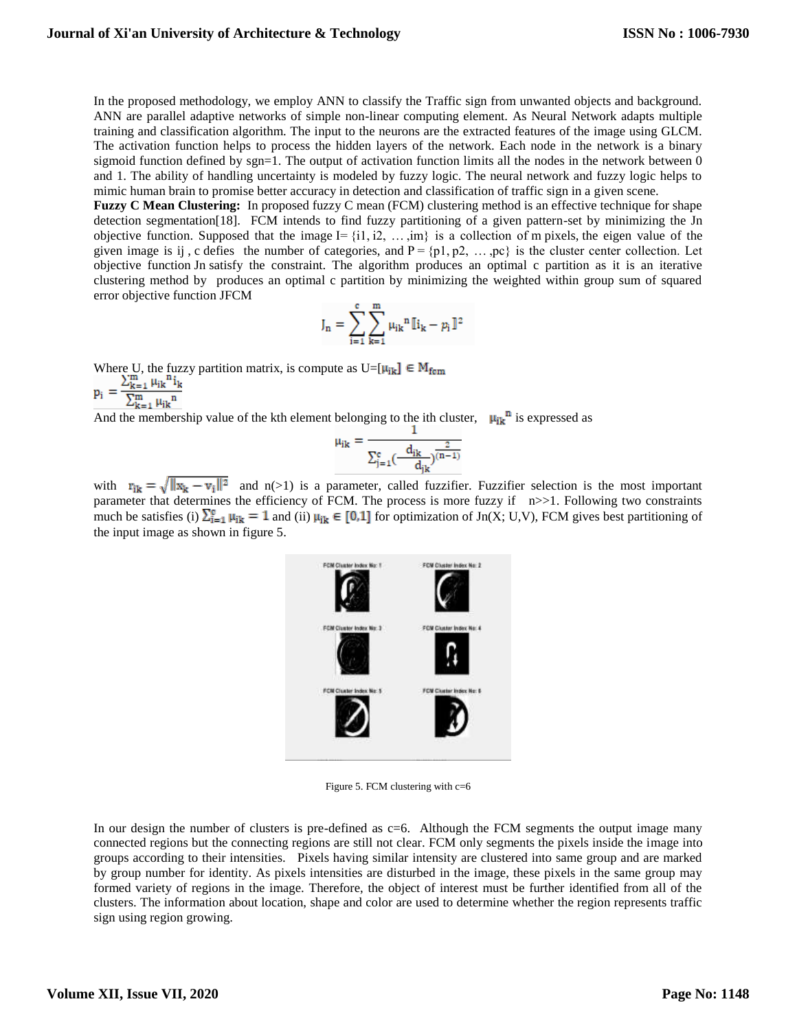In the proposed methodology, we employ ANN to classify the Traffic sign from unwanted objects and background. ANN are parallel adaptive networks of simple non-linear computing element. As Neural Network adapts multiple training and classification algorithm. The input to the neurons are the extracted features of the image using GLCM. The activation function helps to process the hidden layers of the network. Each node in the network is a binary sigmoid function defined by sgn=1. The output of activation function limits all the nodes in the network between 0 and 1. The ability of handling uncertainty is modeled by fuzzy logic. The neural network and fuzzy logic helps to mimic human brain to promise better accuracy in detection and classification of traffic sign in a given scene.

**Fuzzy C Mean Clustering:** In proposed fuzzy C mean (FCM) clustering method is an effective technique for shape detection segmentation[18]. FCM intends to find fuzzy partitioning of a given pattern-set by minimizing the Jn objective function. Supposed that the image I= {i1, i2, … ,im} is a collection of m pixels, the eigen value of the given image is ij , c defies the number of categories, and P = {p1, p2, … ,pc} is the cluster center collection. Let objective function Jn satisfy the constraint. The algorithm produces an optimal c partition as it is an iterative clustering method by produces an optimal c partition by minimizing the weighted within group sum of squared error objective function JFCM

$$J_n = \sum_{i=1}^{c}\sum_{k=1}^{m} \mu_{ik}{}^{n} [\![ i_k - p_i ]\!]^2$$

Where U, the fuzzy partition matrix, is compute as $U=[\mu_{ik}] \in M_{fcm}$

$$p_i = \frac{\sum_{k=1}^{m} \mu_{ik}{}^{n} i_k}{\sum_{k=1}^{m} \mu_{ik}{}^{n}}$$

And the membership value of the kth element belonging to the ith cluster, $\mu_{ik}{}^{n}$ is expressed as

$$\mu_{ik} = \frac{1}{\sum_{j=1}^{c}\left(\frac{d_{ik}}{d_{jk}}\right)^{\frac{2}{(n-1)}}}$$

with $r_{ik} = \sqrt{\|x_k - v_i\|^2}$ and n(>1) is a parameter, called fuzzifier. Fuzzifier selection is the most important parameter that determines the efficiency of FCM. The process is more fuzzy if n>>1. Following two constraints much be satisfies (i) $\sum_{i=1}^{c} \mu_{ik} = 1$ and (ii) $\mu_{ik} \in [0,1]$ for optimization of Jn(X; U,V), FCM gives best partitioning of the input image as shown in figure 5.

Figure 5. FCM clustering with c=6

In our design the number of clusters is pre-defined as c=6. Although the FCM segments the output image many connected regions but the connecting regions are still not clear. FCM only segments the pixels inside the image into groups according to their intensities. Pixels having similar intensity are clustered into same group and are marked by group number for identity. As pixels intensities are disturbed in the image, these pixels in the same group may formed variety of regions in the image. Therefore, the object of interest must be further identified from all of the clusters. The information about location, shape and color are used to determine whether the region represents traffic sign using region growing.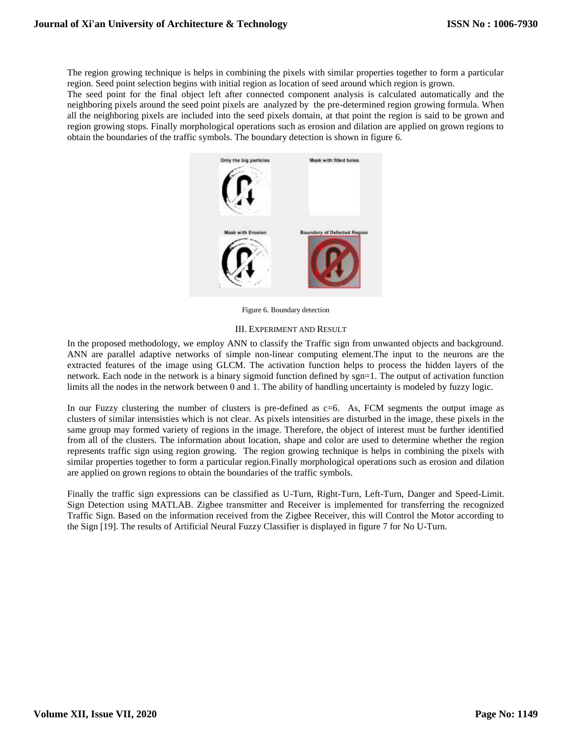The region growing technique is helps in combining the pixels with similar properties together to form a particular region. Seed point selection begins with initial region as location of seed around which region is grown.
The seed point for the final object left after connected component analysis is calculated automatically and the neighboring pixels around the seed point pixels are analyzed by the pre-determined region growing formula. When all the neighboring pixels are included into the seed pixels domain, at that point the region is said to be grown and region growing stops. Finally morphological operations such as erosion and dilation are applied on grown regions to obtain the boundaries of the traffic symbols. The boundary detection is shown in figure 6.

Figure 6. Boundary detection

## III. Experiment and Result

In the proposed methodology, we employ ANN to classify the Traffic sign from unwanted objects and background. ANN are parallel adaptive networks of simple non-linear computing element.The input to the neurons are the extracted features of the image using GLCM. The activation function helps to process the hidden layers of the network. Each node in the network is a binary sigmoid function defined by sgn=1. The output of activation function limits all the nodes in the network between 0 and 1. The ability of handling uncertainty is modeled by fuzzy logic.

In our Fuzzy clustering the number of clusters is pre-defined as c=6. As, FCM segments the output image as clusters of similar intensities which is not clear. As pixels intensities are disturbed in the image, these pixels in the same group may formed variety of regions in the image. Therefore, the object of interest must be further identified from all of the clusters. The information about location, shape and color are used to determine whether the region represents traffic sign using region growing. The region growing technique is helps in combining the pixels with similar properties together to form a particular region.Finally morphological operations such as erosion and dilation are applied on grown regions to obtain the boundaries of the traffic symbols.

Finally the traffic sign expressions can be classified as U-Turn, Right-Turn, Left-Turn, Danger and Speed-Limit. Sign Detection using MATLAB. Zigbee transmitter and Receiver is implemented for transferring the recognized Traffic Sign. Based on the information received from the Zigbee Receiver, this will Control the Motor according to the Sign [19]. The results of Artificial Neural Fuzzy Classifier is displayed in figure 7 for No U-Turn.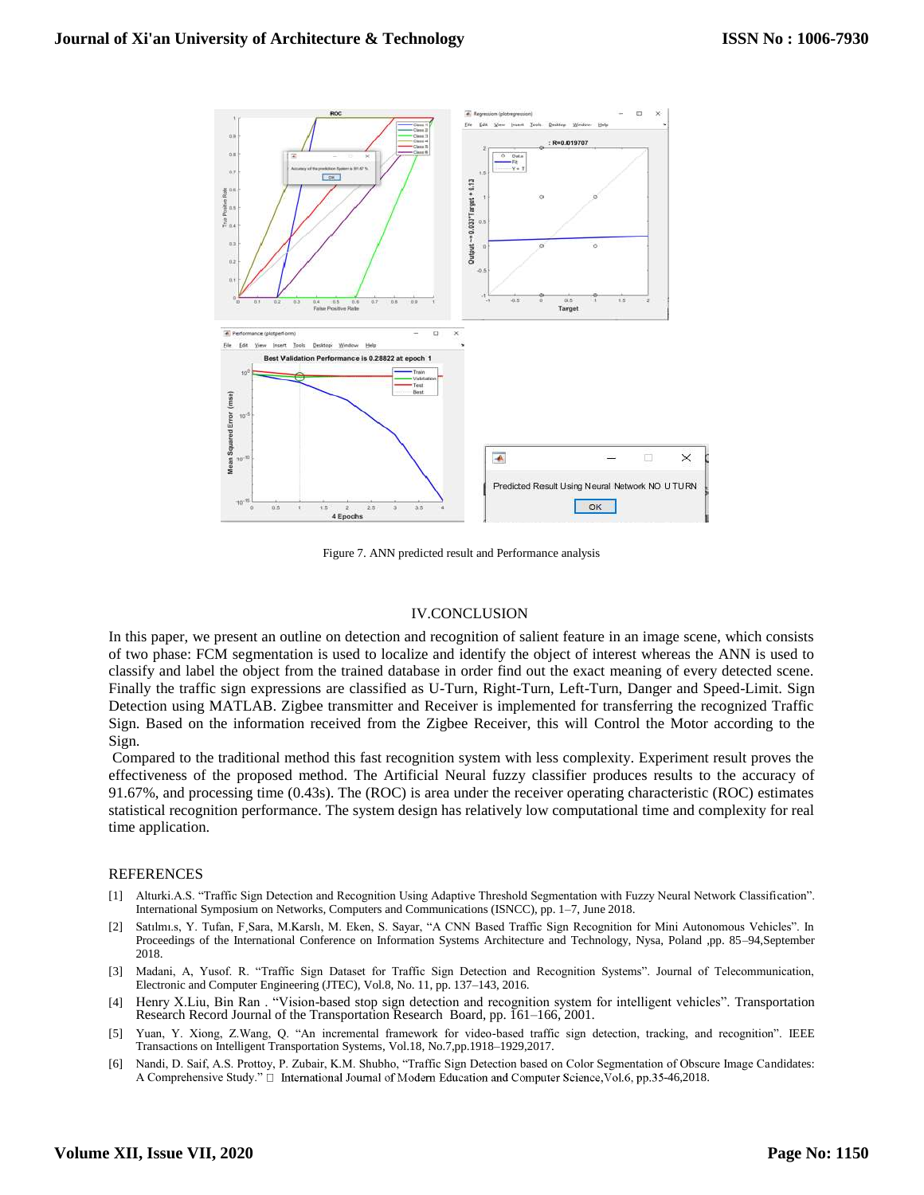Figure 7. ANN predicted result and Performance analysis

## IV.CONCLUSION

In this paper, we present an outline on detection and recognition of salient feature in an image scene, which consists of two phase: FCM segmentation is used to localize and identify the object of interest whereas the ANN is used to classify and label the object from the trained database in order find out the exact meaning of every detected scene. Finally the traffic sign expressions are classified as U-Turn, Right-Turn, Left-Turn, Danger and Speed-Limit. Sign Detection using MATLAB. Zigbee transmitter and Receiver is implemented for transferring the recognized Traffic Sign. Based on the information received from the Zigbee Receiver, this will Control the Motor according to the Sign.

Compared to the traditional method this fast recognition system with less complexity. Experiment result proves the effectiveness of the proposed method. The Artificial Neural fuzzy classifier produces results to the accuracy of 91.67%, and processing time (0.43s). The (ROC) is area under the receiver operating characteristic (ROC) estimates statistical recognition performance. The system design has relatively low computational time and complexity for real time application.

## REFERENCES

[1] Alturki.A.S. "Traffic Sign Detection and Recognition Using Adaptive Threshold Segmentation with Fuzzy Neural Network Classification". International Symposium on Networks, Computers and Communications (ISNCC), pp. 1–7, June 2018.

[2] Satılmı.s, Y. Tufan, F¸Sara, M.Karslı, M. Eken, S. Sayar, "A CNN Based Traffic Sign Recognition for Mini Autonomous Vehicles". In Proceedings of the International Conference on Information Systems Architecture and Technology, Nysa, Poland ,pp. 85–94,September 2018.

[3] Madani, A, Yusof. R. "Traffic Sign Dataset for Traffic Sign Detection and Recognition Systems". Journal of Telecommunication, Electronic and Computer Engineering (JTEC), Vol.8, No. 11, pp. 137–143, 2016.

[4] Henry X.Liu, Bin Ran . "Vision-based stop sign detection and recognition system for intelligent vehicles". Transportation Research Record Journal of the Transportation Research Board, pp. 161–166, 2001.

[5] Yuan, Y. Xiong, Z.Wang, Q. "An incremental framework for video-based traffic sign detection, tracking, and recognition". IEEE Transactions on Intelligent Transportation Systems, Vol.18, No.7,pp.1918–1929,2017.

[6] Nandi, D. Saif, A.S. Prottoy, P. Zubair, K.M. Shubho, "Traffic Sign Detection based on Color Segmentation of Obscure Image Candidates: A Comprehensive Study." International Journal of Modern Education and Computer Science,Vol.6, pp.35-46,2018.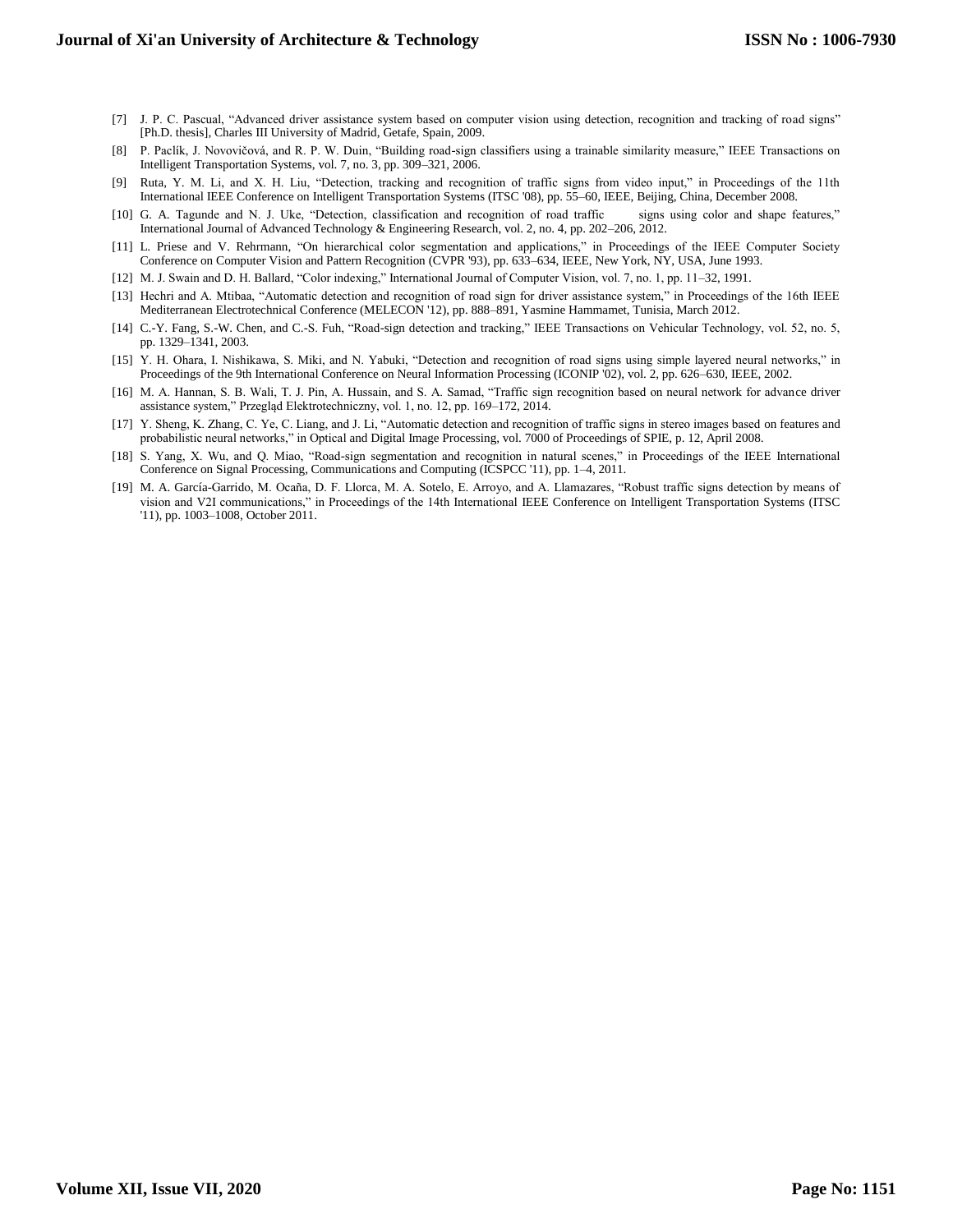[7] J. P. C. Pascual, "Advanced driver assistance system based on computer vision using detection, recognition and tracking of road signs" [Ph.D. thesis], Charles III University of Madrid, Getafe, Spain, 2009.

[8] P. Paclík, J. Novovičová, and R. P. W. Duin, "Building road-sign classifiers using a trainable similarity measure," IEEE Transactions on Intelligent Transportation Systems, vol. 7, no. 3, pp. 309–321, 2006.

[9] Ruta, Y. M. Li, and X. H. Liu, "Detection, tracking and recognition of traffic signs from video input," in Proceedings of the 11th International IEEE Conference on Intelligent Transportation Systems (ITSC '08), pp. 55–60, IEEE, Beijing, China, December 2008.

[10] G. A. Tagunde and N. J. Uke, "Detection, classification and recognition of road traffic signs using color and shape features," International Journal of Advanced Technology & Engineering Research, vol. 2, no. 4, pp. 202–206, 2012.

[11] L. Priese and V. Rehrmann, "On hierarchical color segmentation and applications," in Proceedings of the IEEE Computer Society Conference on Computer Vision and Pattern Recognition (CVPR '93), pp. 633–634, IEEE, New York, NY, USA, June 1993.

[12] M. J. Swain and D. H. Ballard, "Color indexing," International Journal of Computer Vision, vol. 7, no. 1, pp. 11–32, 1991.

[13] Hechri and A. Mtibaa, "Automatic detection and recognition of road sign for driver assistance system," in Proceedings of the 16th IEEE Mediterranean Electrotechnical Conference (MELECON '12), pp. 888–891, Yasmine Hammamet, Tunisia, March 2012.

[14] C.-Y. Fang, S.-W. Chen, and C.-S. Fuh, "Road-sign detection and tracking," IEEE Transactions on Vehicular Technology, vol. 52, no. 5, pp. 1329–1341, 2003.

[15] Y. H. Ohara, I. Nishikawa, S. Miki, and N. Yabuki, "Detection and recognition of road signs using simple layered neural networks," in Proceedings of the 9th International Conference on Neural Information Processing (ICONIP '02), vol. 2, pp. 626–630, IEEE, 2002.

[16] M. A. Hannan, S. B. Wali, T. J. Pin, A. Hussain, and S. A. Samad, "Traffic sign recognition based on neural network for advance driver assistance system," Przegląd Elektrotechniczny, vol. 1, no. 12, pp. 169–172, 2014.

[17] Y. Sheng, K. Zhang, C. Ye, C. Liang, and J. Li, "Automatic detection and recognition of traffic signs in stereo images based on features and probabilistic neural networks," in Optical and Digital Image Processing, vol. 7000 of Proceedings of SPIE, p. 12, April 2008.

[18] S. Yang, X. Wu, and Q. Miao, "Road-sign segmentation and recognition in natural scenes," in Proceedings of the IEEE International Conference on Signal Processing, Communications and Computing (ICSPCC '11), pp. 1–4, 2011.

[19] M. A. García-Garrido, M. Ocaña, D. F. Llorca, M. A. Sotelo, E. Arroyo, and A. Llamazares, "Robust traffic signs detection by means of vision and V2I communications," in Proceedings of the 14th International IEEE Conference on Intelligent Transportation Systems (ITSC '11), pp. 1003–1008, October 2011.